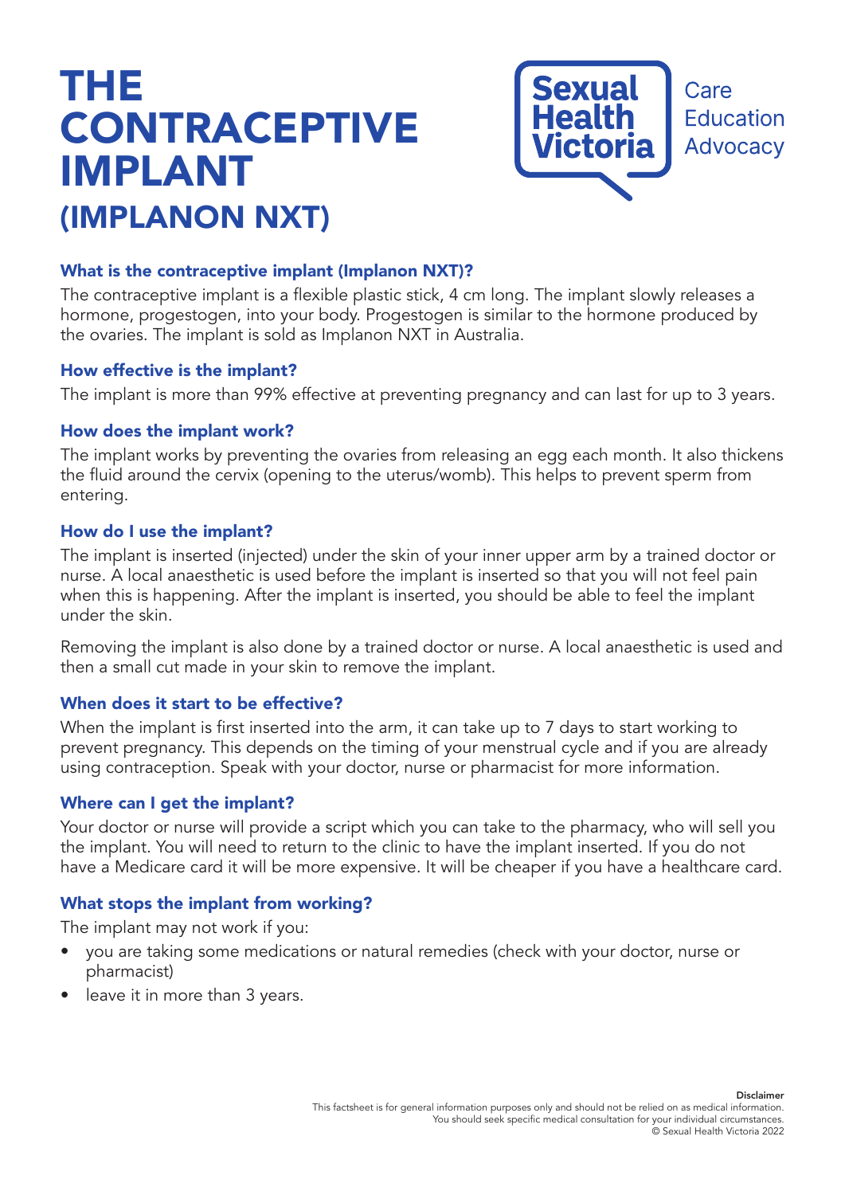# THE CONTRACEPTIVE IMPLANT
## (IMPLANON NXT)

Sexual Health Victoria — Care Education Advocacy

### What is the contraceptive implant (Implanon NXT)?

The contraceptive implant is a flexible plastic stick, 4 cm long. The implant slowly releases a hormone, progestogen, into your body. Progestogen is similar to the hormone produced by the ovaries. The implant is sold as Implanon NXT in Australia.

### How effective is the implant?

The implant is more than 99% effective at preventing pregnancy and can last for up to 3 years.

### How does the implant work?

The implant works by preventing the ovaries from releasing an egg each month. It also thickens the fluid around the cervix (opening to the uterus/womb). This helps to prevent sperm from entering.

### How do I use the implant?

The implant is inserted (injected) under the skin of your inner upper arm by a trained doctor or nurse. A local anaesthetic is used before the implant is inserted so that you will not feel pain when this is happening. After the implant is inserted, you should be able to feel the implant under the skin.

Removing the implant is also done by a trained doctor or nurse. A local anaesthetic is used and then a small cut made in your skin to remove the implant.

### When does it start to be effective?

When the implant is first inserted into the arm, it can take up to 7 days to start working to prevent pregnancy. This depends on the timing of your menstrual cycle and if you are already using contraception. Speak with your doctor, nurse or pharmacist for more information.

### Where can I get the implant?

Your doctor or nurse will provide a script which you can take to the pharmacy, who will sell you the implant. You will need to return to the clinic to have the implant inserted. If you do not have a Medicare card it will be more expensive. It will be cheaper if you have a healthcare card.

### What stops the implant from working?

The implant may not work if you:

- you are taking some medications or natural remedies (check with your doctor, nurse or pharmacist)
- leave it in more than 3 years.

**Disclaimer**
This factsheet is for general information purposes only and should not be relied on as medical information. You should seek specific medical consultation for your individual circumstances.
© Sexual Health Victoria 2022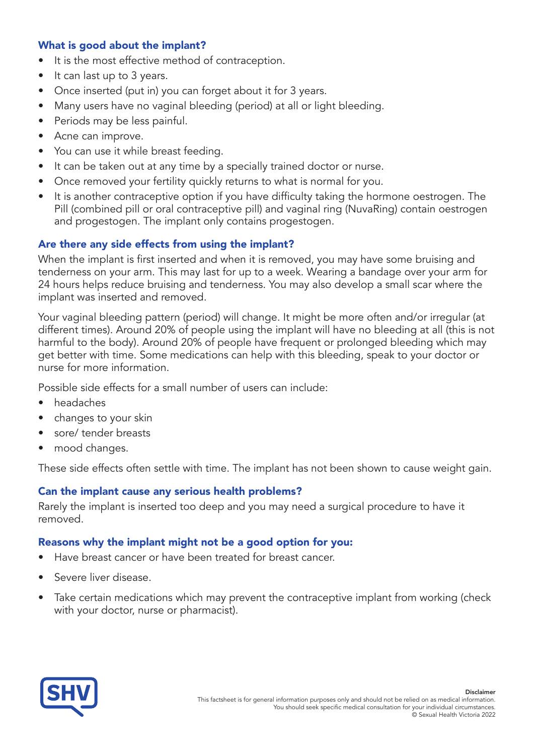## What is good about the implant?

- It is the most effective method of contraception.
- It can last up to 3 years.
- Once inserted (put in) you can forget about it for 3 years.
- Many users have no vaginal bleeding (period) at all or light bleeding.
- Periods may be less painful.
- Acne can improve.
- You can use it while breast feeding.
- It can be taken out at any time by a specially trained doctor or nurse.
- Once removed your fertility quickly returns to what is normal for you.
- It is another contraceptive option if you have difficulty taking the hormone oestrogen. The Pill (combined pill or oral contraceptive pill) and vaginal ring (NuvaRing) contain oestrogen and progestogen. The implant only contains progestogen.

## Are there any side effects from using the implant?

When the implant is first inserted and when it is removed, you may have some bruising and tenderness on your arm. This may last for up to a week. Wearing a bandage over your arm for 24 hours helps reduce bruising and tenderness. You may also develop a small scar where the implant was inserted and removed.

Your vaginal bleeding pattern (period) will change. It might be more often and/or irregular (at different times). Around 20% of people using the implant will have no bleeding at all (this is not harmful to the body). Around 20% of people have frequent or prolonged bleeding which may get better with time. Some medications can help with this bleeding, speak to your doctor or nurse for more information.

Possible side effects for a small number of users can include:

- headaches
- changes to your skin
- sore/ tender breasts
- mood changes.

These side effects often settle with time. The implant has not been shown to cause weight gain.

## Can the implant cause any serious health problems?

Rarely the implant is inserted too deep and you may need a surgical procedure to have it removed.

## Reasons why the implant might not be a good option for you:

- Have breast cancer or have been treated for breast cancer.
- Severe liver disease.
- Take certain medications which may prevent the contraceptive implant from working (check with your doctor, nurse or pharmacist).

SHV

**Disclaimer**
This factsheet is for general information purposes only and should not be relied on as medical information.
You should seek specific medical consultation for your individual circumstances.
© Sexual Health Victoria 2022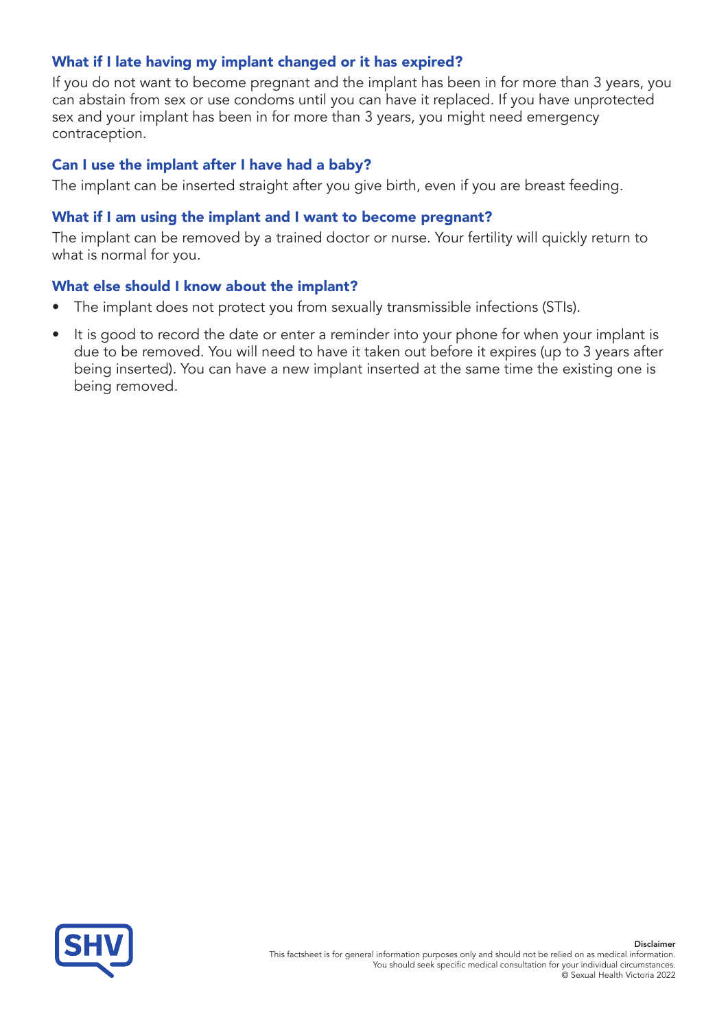### What if I late having my implant changed or it has expired?

If you do not want to become pregnant and the implant has been in for more than 3 years, you can abstain from sex or use condoms until you can have it replaced. If you have unprotected sex and your implant has been in for more than 3 years, you might need emergency contraception.

### Can I use the implant after I have had a baby?

The implant can be inserted straight after you give birth, even if you are breast feeding.

### What if I am using the implant and I want to become pregnant?

The implant can be removed by a trained doctor or nurse. Your fertility will quickly return to what is normal for you.

### What else should I know about the implant?

- The implant does not protect you from sexually transmissible infections (STIs).
- It is good to record the date or enter a reminder into your phone for when your implant is due to be removed. You will need to have it taken out before it expires (up to 3 years after being inserted). You can have a new implant inserted at the same time the existing one is being removed.

**Disclaimer**

This factsheet is for general information purposes only and should not be relied on as medical information.
You should seek specific medical consultation for your individual circumstances.
© Sexual Health Victoria 2022